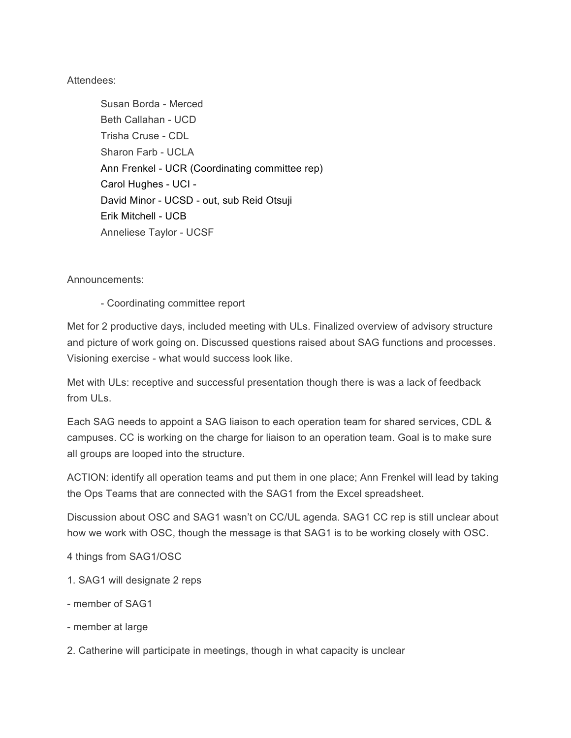Attendees:

- Susan Borda - Merced
- Beth Callahan - UCD
- Trisha Cruse - CDL
- Sharon Farb - UCLA
- Ann Frenkel - UCR (Coordinating committee rep)
- Carol Hughes - UCI -
- David Minor - UCSD - out, sub Reid Otsuji
- Erik Mitchell - UCB
- Anneliese Taylor - UCSF

Announcements:

- Coordinating committee report

Met for 2 productive days, included meeting with ULs. Finalized overview of advisory structure and picture of work going on. Discussed questions raised about SAG functions and processes. Visioning exercise - what would success look like.

Met with ULs: receptive and successful presentation though there is was a lack of feedback from ULs.

Each SAG needs to appoint a SAG liaison to each operation team for shared services, CDL & campuses. CC is working on the charge for liaison to an operation team. Goal is to make sure all groups are looped into the structure.

ACTION: identify all operation teams and put them in one place; Ann Frenkel will lead by taking the Ops Teams that are connected with the SAG1 from the Excel spreadsheet.

Discussion about OSC and SAG1 wasn't on CC/UL agenda. SAG1 CC rep is still unclear about how we work with OSC, though the message is that SAG1 is to be working closely with OSC.

4 things from SAG1/OSC

1. SAG1 will designate 2 reps

- member of SAG1

- member at large

2. Catherine will participate in meetings, though in what capacity is unclear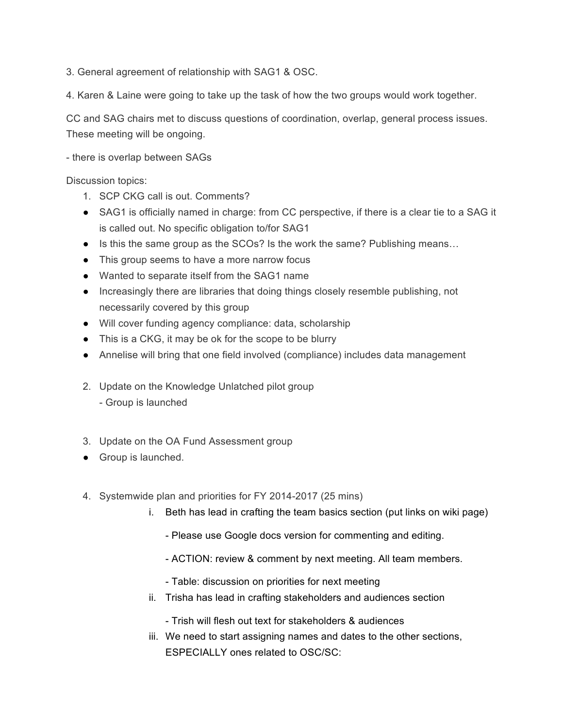3. General agreement of relationship with SAG1 & OSC.

4. Karen & Laine were going to take up the task of how the two groups would work together.

CC and SAG chairs met to discuss questions of coordination, overlap, general process issues. These meeting will be ongoing.

- there is overlap between SAGs

Discussion topics:

1. SCP CKG call is out. Comments?
   - SAG1 is officially named in charge: from CC perspective, if there is a clear tie to a SAG it is called out. No specific obligation to/for SAG1
   - Is this the same group as the SCOs? Is the work the same? Publishing means…
   - This group seems to have a more narrow focus
   - Wanted to separate itself from the SAG1 name
   - Increasingly there are libraries that doing things closely resemble publishing, not necessarily covered by this group
   - Will cover funding agency compliance: data, scholarship
   - This is a CKG, it may be ok for the scope to be blurry
   - Annelise will bring that one field involved (compliance) includes data management

2. Update on the Knowledge Unlatched pilot group
   - Group is launched

3. Update on the OA Fund Assessment group
   - Group is launched.

4. Systemwide plan and priorities for FY 2014-2017 (25 mins)
   1. Beth has lead in crafting the team basics section (put links on wiki page)

      - Please use Google docs version for commenting and editing.

      - ACTION: review & comment by next meeting. All team members.

      - Table: discussion on priorities for next meeting
   2. Trisha has lead in crafting stakeholders and audiences section

      - Trish will flesh out text for stakeholders & audiences
   3. We need to start assigning names and dates to the other sections, ESPECIALLY ones related to OSC/SC: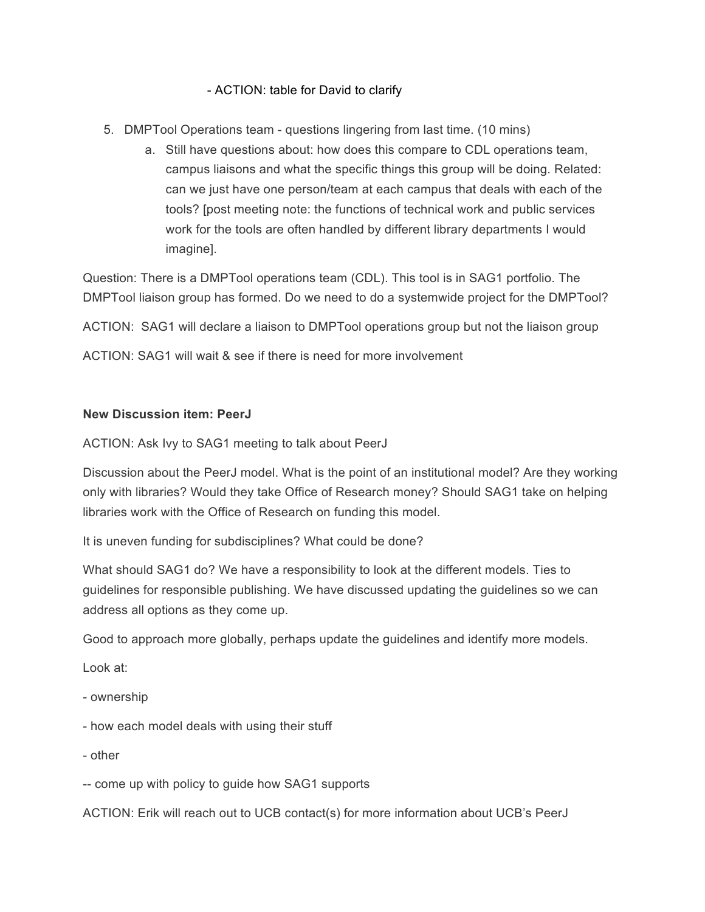- ACTION: table for David to clarify

5. DMPTool Operations team - questions lingering from last time. (10 mins)
    a. Still have questions about: how does this compare to CDL operations team, campus liaisons and what the specific things this group will be doing. Related: can we just have one person/team at each campus that deals with each of the tools? [post meeting note: the functions of technical work and public services work for the tools are often handled by different library departments I would imagine].

Question: There is a DMPTool operations team (CDL). This tool is in SAG1 portfolio. The DMPTool liaison group has formed. Do we need to do a systemwide project for the DMPTool?

ACTION: SAG1 will declare a liaison to DMPTool operations group but not the liaison group

ACTION: SAG1 will wait & see if there is need for more involvement

**New Discussion item: PeerJ**

ACTION: Ask Ivy to SAG1 meeting to talk about PeerJ

Discussion about the PeerJ model. What is the point of an institutional model? Are they working only with libraries? Would they take Office of Research money? Should SAG1 take on helping libraries work with the Office of Research on funding this model.

It is uneven funding for subdisciplines? What could be done?

What should SAG1 do? We have a responsibility to look at the different models. Ties to guidelines for responsible publishing. We have discussed updating the guidelines so we can address all options as they come up.

Good to approach more globally, perhaps update the guidelines and identify more models.

Look at:

- ownership

- how each model deals with using their stuff

- other

-- come up with policy to guide how SAG1 supports

ACTION: Erik will reach out to UCB contact(s) for more information about UCB's PeerJ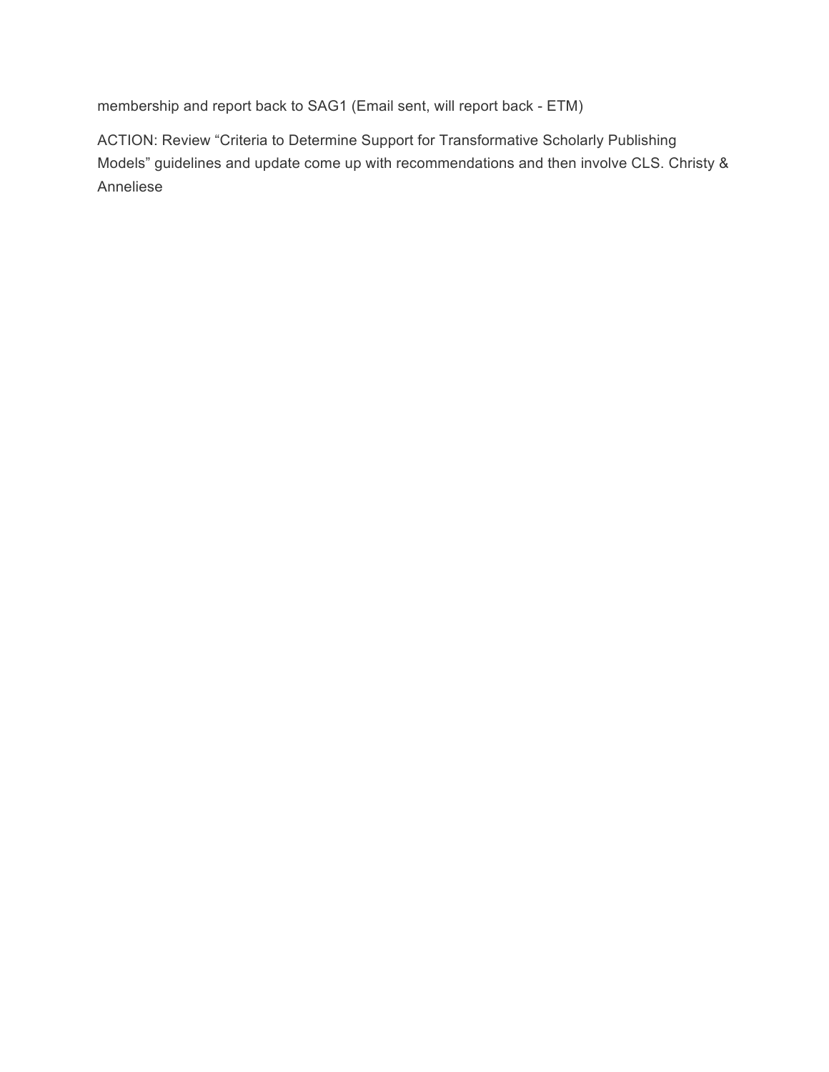membership and report back to SAG1 (Email sent, will report back - ETM)

ACTION: Review “Criteria to Determine Support for Transformative Scholarly Publishing Models” guidelines and update come up with recommendations and then involve CLS. Christy & Anneliese